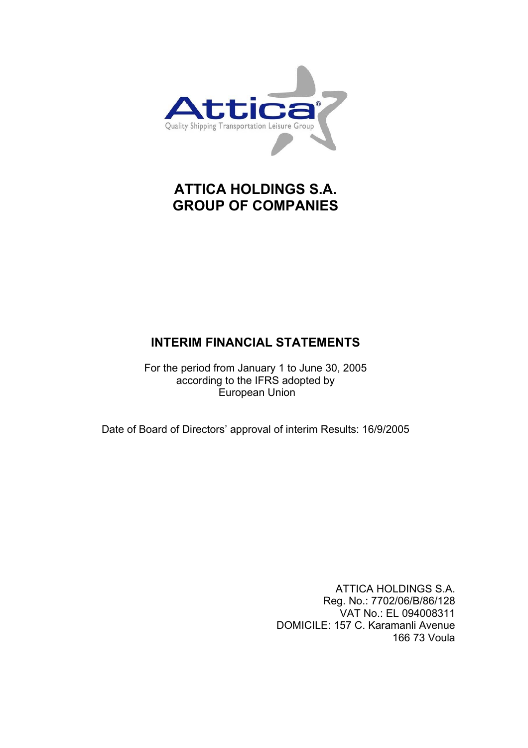Attica®
Quality Shipping Transportation Leisure Group

# ATTICA HOLDINGS S.A.
# GROUP OF COMPANIES

## INTERIM FINANCIAL STATEMENTS

For the period from January 1 to June 30, 2005
according to the IFRS adopted by
European Union

Date of Board of Directors' approval of interim Results: 16/9/2005

ATTICA HOLDINGS S.A.
Reg. No.: 7702/06/B/86/128
VAT No.: EL 094008311
DOMICILE: 157 C. Karamanli Avenue
166 73 Voula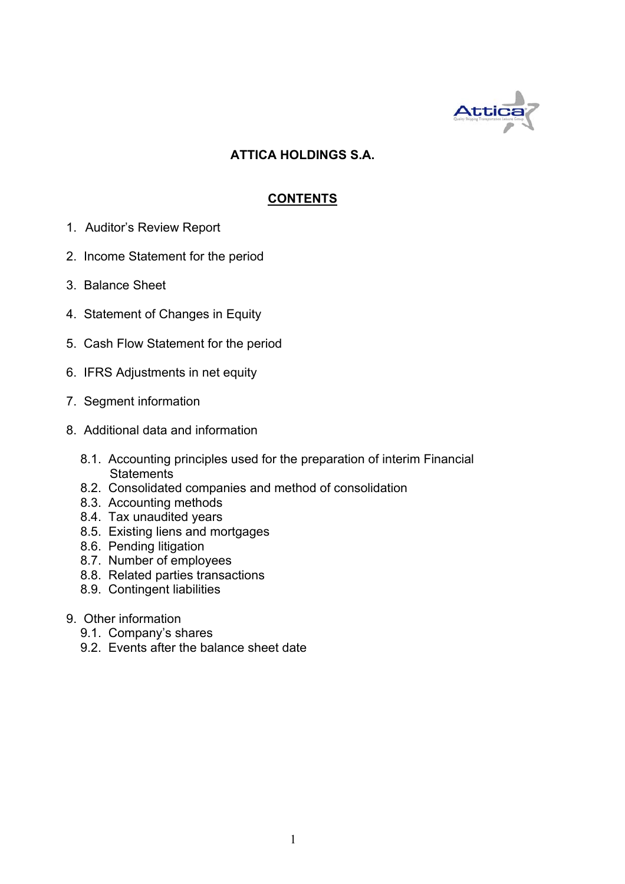# ATTICA HOLDINGS S.A.

## CONTENTS

1. Auditor's Review Report
2. Income Statement for the period
3. Balance Sheet
4. Statement of Changes in Equity
5. Cash Flow Statement for the period
6. IFRS Adjustments in net equity
7. Segment information
8. Additional data and information
   - 8.1. Accounting principles used for the preparation of interim Financial Statements
   - 8.2. Consolidated companies and method of consolidation
   - 8.3. Accounting methods
   - 8.4. Tax unaudited years
   - 8.5. Existing liens and mortgages
   - 8.6. Pending litigation
   - 8.7. Number of employees
   - 8.8. Related parties transactions
   - 8.9. Contingent liabilities
9. Other information
   - 9.1. Company's shares
   - 9.2. Events after the balance sheet date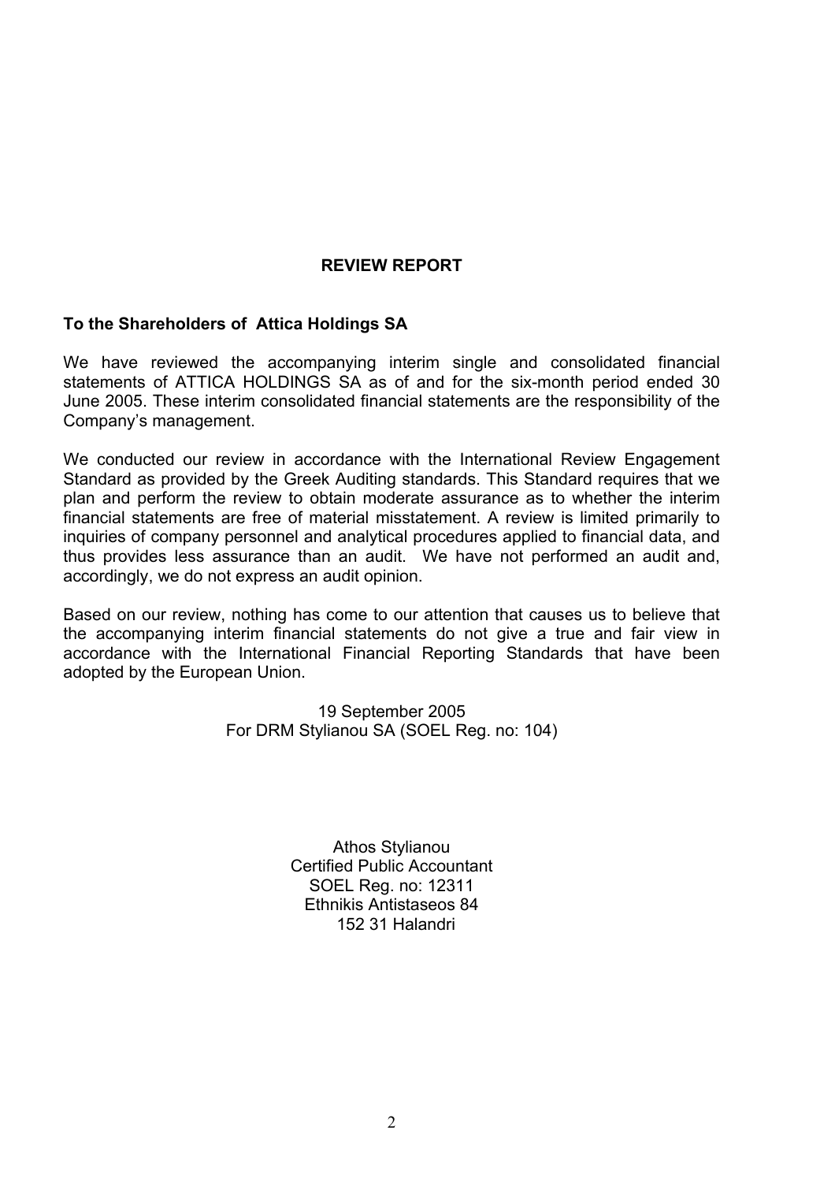## REVIEW REPORT

**To the Shareholders of Attica Holdings SA**

We have reviewed the accompanying interim single and consolidated financial statements of ATTICA HOLDINGS SA as of and for the six-month period ended 30 June 2005. These interim consolidated financial statements are the responsibility of the Company's management.

We conducted our review in accordance with the International Review Engagement Standard as provided by the Greek Auditing standards. This Standard requires that we plan and perform the review to obtain moderate assurance as to whether the interim financial statements are free of material misstatement. A review is limited primarily to inquiries of company personnel and analytical procedures applied to financial data, and thus provides less assurance than an audit. We have not performed an audit and, accordingly, we do not express an audit opinion.

Based on our review, nothing has come to our attention that causes us to believe that the accompanying interim financial statements do not give a true and fair view in accordance with the International Financial Reporting Standards that have been adopted by the European Union.

19 September 2005
For DRM Stylianou SA (SOEL Reg. no: 104)

Athos Stylianou
Certified Public Accountant
SOEL Reg. no: 12311
Ethnikis Antistaseos 84
152 31 Halandri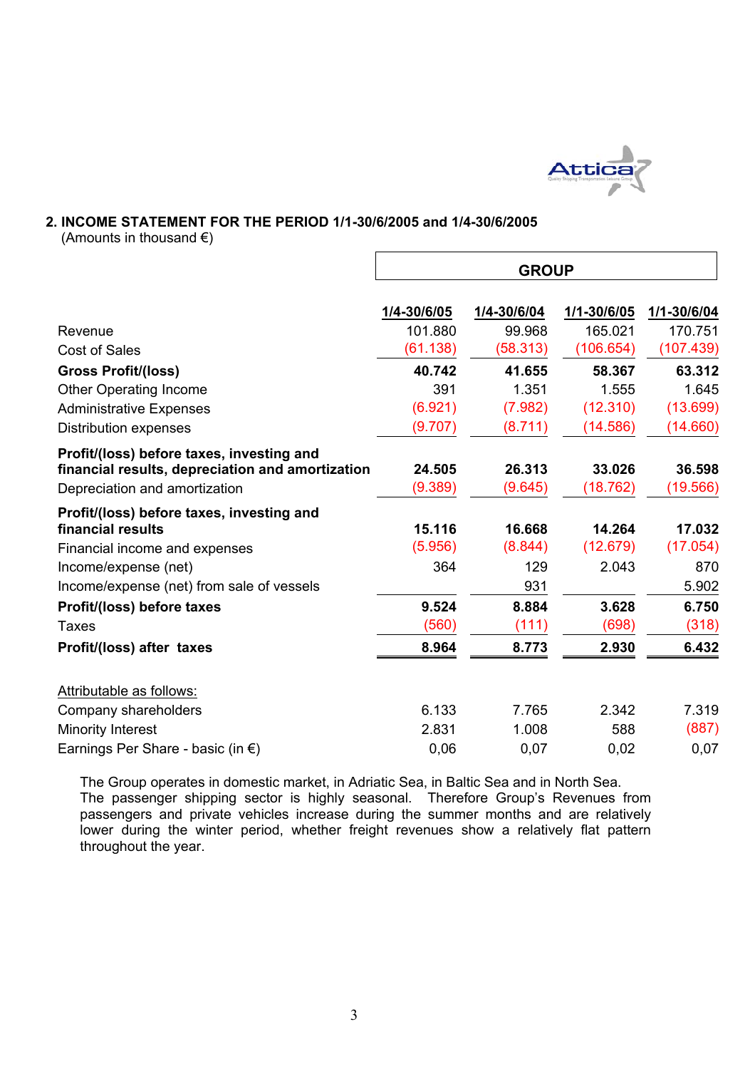## 2. INCOME STATEMENT FOR THE PERIOD 1/1-30/6/2005 and 1/4-30/6/2005

(Amounts in thousand €)

| | GROUP | | | |
|---|---|---|---|---|
| | 1/4-30/6/05 | 1/4-30/6/04 | 1/1-30/6/05 | 1/1-30/6/04 |
| Revenue | 101.880 | 99.968 | 165.021 | 170.751 |
| Cost of Sales | (61.138) | (58.313) | (106.654) | (107.439) |
| **Gross Profit/(loss)** | **40.742** | **41.655** | **58.367** | **63.312** |
| Other Operating Income | 391 | 1.351 | 1.555 | 1.645 |
| Administrative Expenses | (6.921) | (7.982) | (12.310) | (13.699) |
| Distribution expenses | (9.707) | (8.711) | (14.586) | (14.660) |
| **Profit/(loss) before taxes, investing and financial results, depreciation and amortization** | **24.505** | **26.313** | **33.026** | **36.598** |
| Depreciation and amortization | (9.389) | (9.645) | (18.762) | (19.566) |
| **Profit/(loss) before taxes, investing and financial results** | **15.116** | **16.668** | **14.264** | **17.032** |
| Financial income and expenses | (5.956) | (8.844) | (12.679) | (17.054) |
| Income/expense (net) | 364 | 129 | 2.043 | 870 |
| Income/expense (net) from sale of vessels | | 931 | | 5.902 |
| **Profit/(loss) before taxes** | **9.524** | **8.884** | **3.628** | **6.750** |
| Taxes | (560) | (111) | (698) | (318) |
| **Profit/(loss) after taxes** | **8.964** | **8.773** | **2.930** | **6.432** |
| Attributable as follows: | | | | |
| Company shareholders | 6.133 | 7.765 | 2.342 | 7.319 |
| Minority Interest | 2.831 | 1.008 | 588 | (887) |
| Earnings Per Share - basic (in €) | 0,06 | 0,07 | 0,02 | 0,07 |

The Group operates in domestic market, in Adriatic Sea, in Baltic Sea and in North Sea. The passenger shipping sector is highly seasonal. Therefore Group's Revenues from passengers and private vehicles increase during the summer months and are relatively lower during the winter period, whether freight revenues show a relatively flat pattern throughout the year.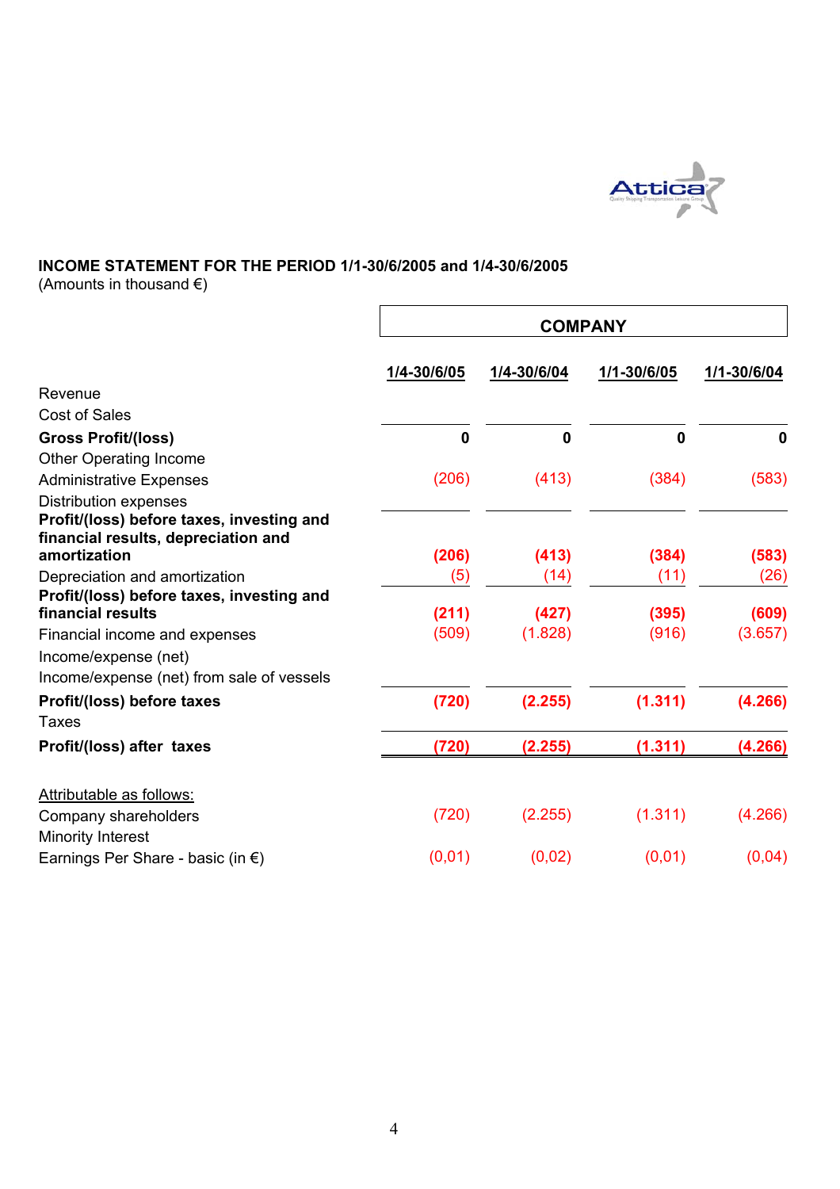**INCOME STATEMENT FOR THE PERIOD 1/1-30/6/2005 and 1/4-30/6/2005**
(Amounts in thousand €)

| | COMPANY | | | |
|---|---|---|---|---|
| | **1/4-30/6/05** | **1/4-30/6/04** | **1/1-30/6/05** | **1/1-30/6/04** |
| Revenue | | | | |
| Cost of Sales | | | | |
| **Gross Profit/(loss)** | **0** | **0** | **0** | **0** |
| Other Operating Income | | | | |
| Administrative Expenses | (206) | (413) | (384) | (583) |
| Distribution expenses | | | | |
| **Profit/(loss) before taxes, investing and financial results, depreciation and amortization** | **(206)** | **(413)** | **(384)** | **(583)** |
| Depreciation and amortization | (5) | (14) | (11) | (26) |
| **Profit/(loss) before taxes, investing and financial results** | **(211)** | **(427)** | **(395)** | **(609)** |
| Financial income and expenses | (509) | (1.828) | (916) | (3.657) |
| Income/expense (net) | | | | |
| Income/expense (net) from sale of vessels | | | | |
| **Profit/(loss) before taxes** | **(720)** | **(2.255)** | **(1.311)** | **(4.266)** |
| Taxes | | | | |
| **Profit/(loss) after taxes** | **(720)** | **(2.255)** | **(1.311)** | **(4.266)** |
| | | | | |
| Attributable as follows: | | | | |
| Company shareholders | (720) | (2.255) | (1.311) | (4.266) |
| Minority Interest | | | | |
| Earnings Per Share - basic (in €) | (0,01) | (0,02) | (0,01) | (0,04) |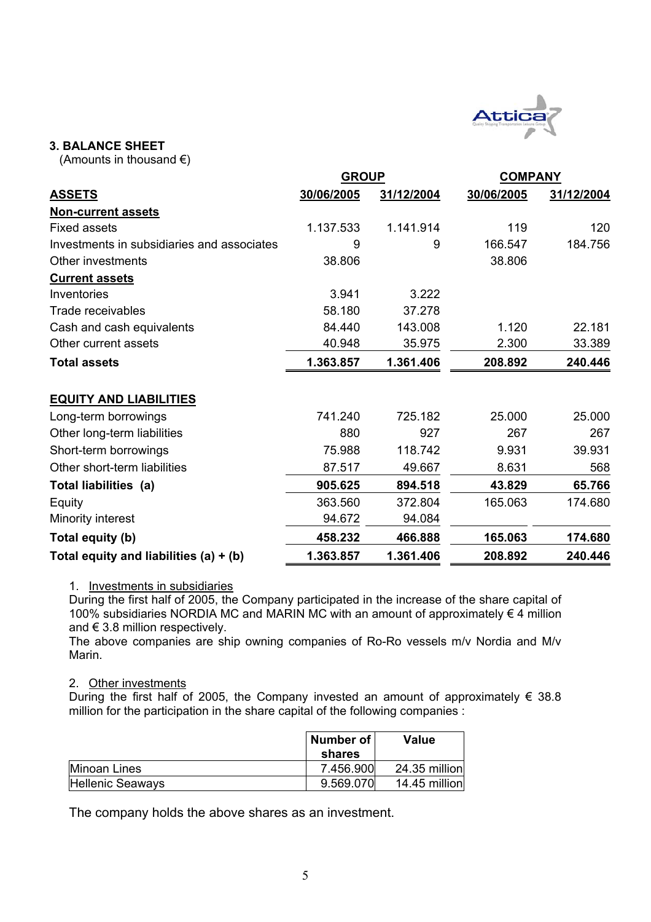## 3. BALANCE SHEET

(Amounts in thousand €)

| | GROUP | | COMPANY | |
|---|---|---|---|---|
| **ASSETS** | **30/06/2005** | **31/12/2004** | **30/06/2005** | **31/12/2004** |
| **Non-current assets** | | | | |
| Fixed assets | 1.137.533 | 1.141.914 | 119 | 120 |
| Investments in subsidiaries and associates | 9 | 9 | 166.547 | 184.756 |
| Other investments | 38.806 | | 38.806 | |
| **Current assets** | | | | |
| Inventories | 3.941 | 3.222 | | |
| Trade receivables | 58.180 | 37.278 | | |
| Cash and cash equivalents | 84.440 | 143.008 | 1.120 | 22.181 |
| Other current assets | 40.948 | 35.975 | 2.300 | 33.389 |
| **Total assets** | **1.363.857** | **1.361.406** | **208.892** | **240.446** |
| | | | | |
| **EQUITY AND LIABILITIES** | | | | |
| Long-term borrowings | 741.240 | 725.182 | 25.000 | 25.000 |
| Other long-term liabilities | 880 | 927 | 267 | 267 |
| Short-term borrowings | 75.988 | 118.742 | 9.931 | 39.931 |
| Other short-term liabilities | 87.517 | 49.667 | 8.631 | 568 |
| **Total liabilities (a)** | **905.625** | **894.518** | **43.829** | **65.766** |
| Equity | 363.560 | 372.804 | 165.063 | 174.680 |
| Minority interest | 94.672 | 94.084 | | |
| **Total equity (b)** | **458.232** | **466.888** | **165.063** | **174.680** |
| **Total equity and liabilities (a) + (b)** | **1.363.857** | **1.361.406** | **208.892** | **240.446** |

1. Investments in subsidiaries

During the first half of 2005, the Company participated in the increase of the share capital of 100% subsidiaries NORDIA MC and MARIN MC with an amount of approximately € 4 million and € 3.8 million respectively.

The above companies are ship owning companies of Ro-Ro vessels m/v Nordia and M/v Marin.

2. Other investments

During the first half of 2005, the Company invested an amount of approximately € 38.8 million for the participation in the share capital of the following companies :

| | Number of shares | Value |
|---|---|---|
| Minoan Lines | 7.456.900 | 24.35 million |
| Hellenic Seaways | 9.569.070 | 14.45 million |

The company holds the above shares as an investment.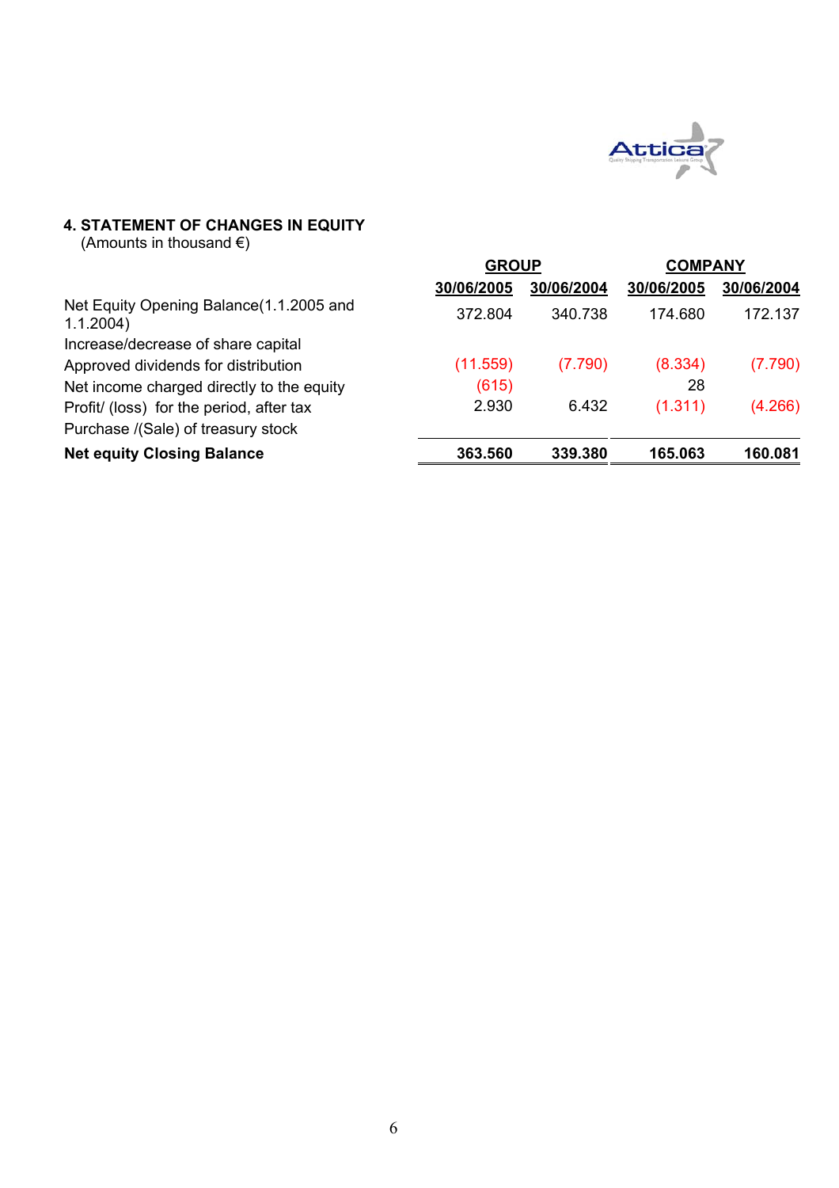## 4. STATEMENT OF CHANGES IN EQUITY

(Amounts in thousand €)

| | GROUP | | COMPANY | |
|---|---|---|---|---|
| | 30/06/2005 | 30/06/2004 | 30/06/2005 | 30/06/2004 |
| Net Equity Opening Balance(1.1.2005 and 1.1.2004) | 372.804 | 340.738 | 174.680 | 172.137 |
| Increase/decrease of share capital | | | | |
| Approved dividends for distribution | (11.559) | (7.790) | (8.334) | (7.790) |
| Net income charged directly to the equity | (615) | | 28 | |
| Profit/ (loss) for the period, after tax | 2.930 | 6.432 | (1.311) | (4.266) |
| Purchase /(Sale) of treasury stock | | | | |
| **Net equity Closing Balance** | **363.560** | **339.380** | **165.063** | **160.081** |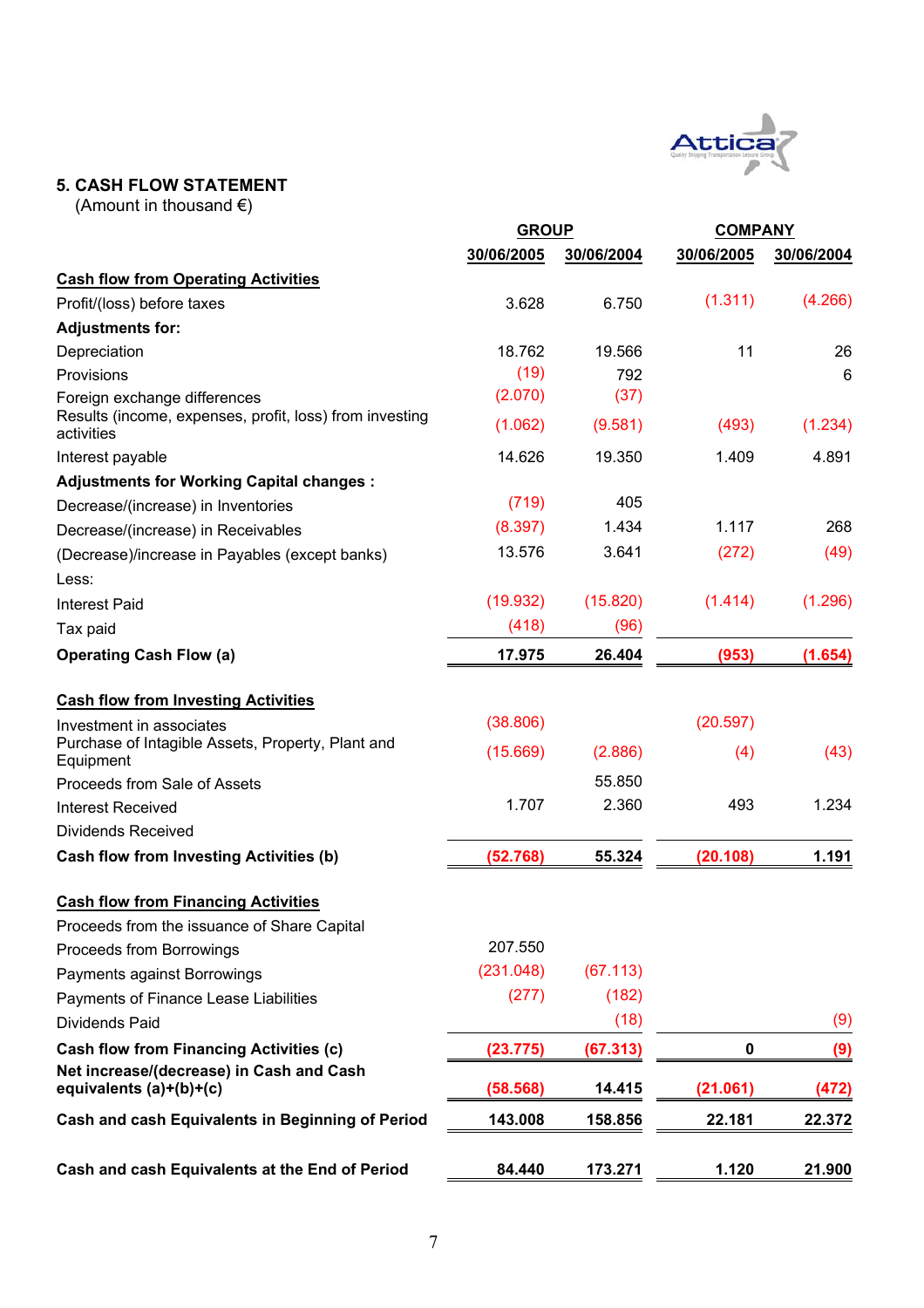## 5. CASH FLOW STATEMENT

(Amount in thousand €)

| | GROUP | | COMPANY | |
|---|---|---|---|---|
| | 30/06/2005 | 30/06/2004 | 30/06/2005 | 30/06/2004 |
| **Cash flow from Operating Activities** | | | | |
| Profit/(loss) before taxes | 3.628 | 6.750 | (1.311) | (4.266) |
| **Adjustments for:** | | | | |
| Depreciation | 18.762 | 19.566 | 11 | 26 |
| Provisions | (19) | 792 | | 6 |
| Foreign exchange differences | (2.070) | (37) | | |
| Results (income, expenses, profit, loss) from investing activities | (1.062) | (9.581) | (493) | (1.234) |
| Interest payable | 14.626 | 19.350 | 1.409 | 4.891 |
| **Adjustments for Working Capital changes :** | | | | |
| Decrease/(increase) in Inventories | (719) | 405 | | |
| Decrease/(increase) in Receivables | (8.397) | 1.434 | 1.117 | 268 |
| (Decrease)/increase in Payables (except banks) | 13.576 | 3.641 | (272) | (49) |
| Less: | | | | |
| Interest Paid | (19.932) | (15.820) | (1.414) | (1.296) |
| Tax paid | (418) | (96) | | |
| **Operating Cash Flow (a)** | **17.975** | **26.404** | **(953)** | **(1.654)** |
| **Cash flow from Investing Activities** | | | | |
| Investment in associates | (38.806) | | (20.597) | |
| Purchase of Intagible Assets, Property, Plant and Equipment | (15.669) | (2.886) | (4) | (43) |
| Proceeds from Sale of Assets | | 55.850 | | |
| Interest Received | 1.707 | 2.360 | 493 | 1.234 |
| Dividends Received | | | | |
| **Cash flow from Investing Activities (b)** | **(52.768)** | **55.324** | **(20.108)** | **1.191** |
| **Cash flow from Financing Activities** | | | | |
| Proceeds from the issuance of Share Capital | | | | |
| Proceeds from Borrowings | 207.550 | | | |
| Payments against Borrowings | (231.048) | (67.113) | | |
| Payments of Finance Lease Liabilities | (277) | (182) | | |
| Dividends Paid | | (18) | | (9) |
| **Cash flow from Financing Activities (c)** | **(23.775)** | **(67.313)** | **0** | **(9)** |
| **Net increase/(decrease) in Cash and Cash equivalents (a)+(b)+(c)** | **(58.568)** | **14.415** | **(21.061)** | **(472)** |
| **Cash and cash Equivalents in Beginning of Period** | **143.008** | **158.856** | **22.181** | **22.372** |
| **Cash and cash Equivalents at the End of Period** | **84.440** | **173.271** | **1.120** | **21.900** |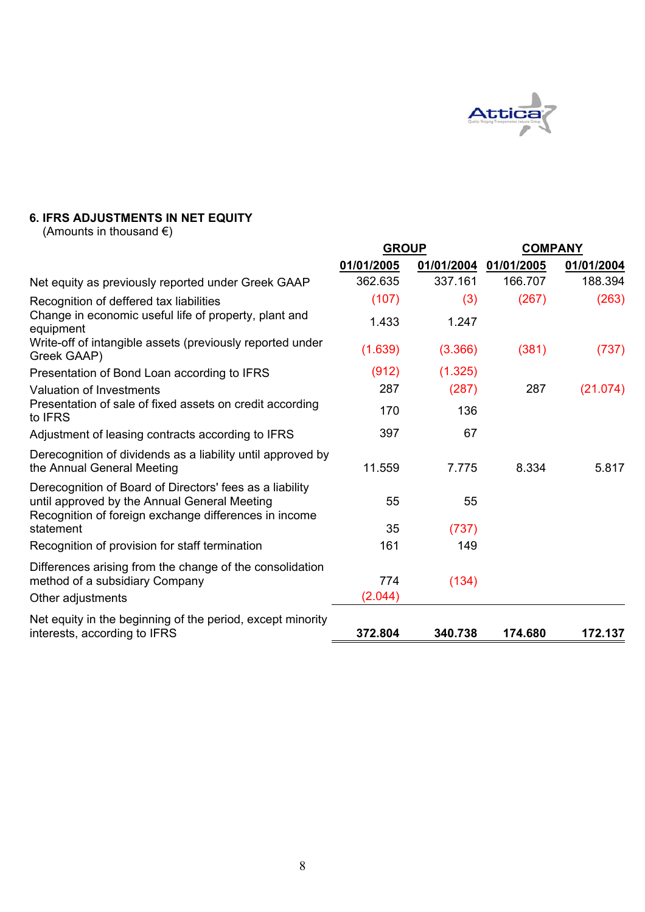## 6. IFRS ADJUSTMENTS IN NET EQUITY

(Amounts in thousand €)

| | GROUP | | COMPANY | |
|---|---|---|---|---|
| | 01/01/2005 | 01/01/2004 | 01/01/2005 | 01/01/2004 |
| Net equity as previously reported under Greek GAAP | 362.635 | 337.161 | 166.707 | 188.394 |
| Recognition of deffered tax liabilities | (107) | (3) | (267) | (263) |
| Change in economic useful life of property, plant and equipment | 1.433 | 1.247 | | |
| Write-off of intangible assets (previously reported under Greek GAAP) | (1.639) | (3.366) | (381) | (737) |
| Presentation of Bond Loan according to IFRS | (912) | (1.325) | | |
| Valuation of Investments | 287 | (287) | 287 | (21.074) |
| Presentation of sale of fixed assets on credit according to IFRS | 170 | 136 | | |
| Adjustment of leasing contracts according to IFRS | 397 | 67 | | |
| Derecognition of dividends as a liability until approved by the Annual General Meeting | 11.559 | 7.775 | 8.334 | 5.817 |
| Derecognition of Board of Directors' fees as a liability until approved by the Annual General Meeting | 55 | 55 | | |
| Recognition of foreign exchange differences in income statement | 35 | (737) | | |
| Recognition of provision for staff termination | 161 | 149 | | |
| Differences arising from the change of the consolidation method of a subsidiary Company | 774 | (134) | | |
| Other adjustments | (2.044) | | | |
| Net equity in the beginning of the period, except minority interests, according to IFRS | **372.804** | **340.738** | **174.680** | **172.137** |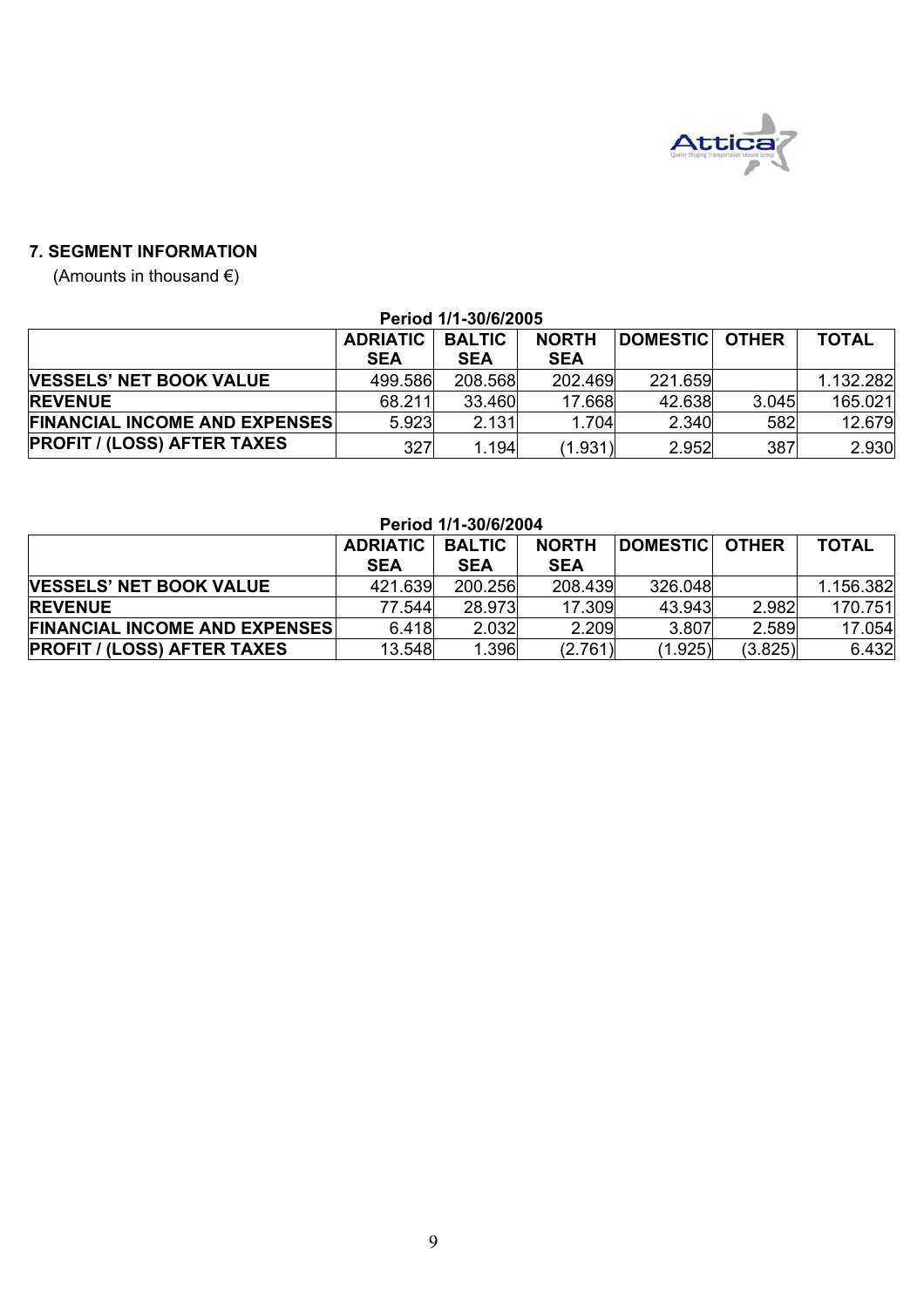## 7. SEGMENT INFORMATION

(Amounts in thousand €)

**Period 1/1-30/6/2005**

| | ADRIATIC SEA | BALTIC SEA | NORTH SEA | DOMESTIC | OTHER | TOTAL |
|---|---|---|---|---|---|---|
| **VESSELS' NET BOOK VALUE** | 499.586 | 208.568 | 202.469 | 221.659 | | 1.132.282 |
| **REVENUE** | 68.211 | 33.460 | 17.668 | 42.638 | 3.045 | 165.021 |
| **FINANCIAL INCOME AND EXPENSES** | 5.923 | 2.131 | 1.704 | 2.340 | 582 | 12.679 |
| **PROFIT / (LOSS) AFTER TAXES** | 327 | 1.194 | (1.931) | 2.952 | 387 | 2.930 |

**Period 1/1-30/6/2004**

| | ADRIATIC SEA | BALTIC SEA | NORTH SEA | DOMESTIC | OTHER | TOTAL |
|---|---|---|---|---|---|---|
| **VESSELS' NET BOOK VALUE** | 421.639 | 200.256 | 208.439 | 326.048 | | 1.156.382 |
| **REVENUE** | 77.544 | 28.973 | 17.309 | 43.943 | 2.982 | 170.751 |
| **FINANCIAL INCOME AND EXPENSES** | 6.418 | 2.032 | 2.209 | 3.807 | 2.589 | 17.054 |
| **PROFIT / (LOSS) AFTER TAXES** | 13.548 | 1.396 | (2.761) | (1.925) | (3.825) | 6.432 |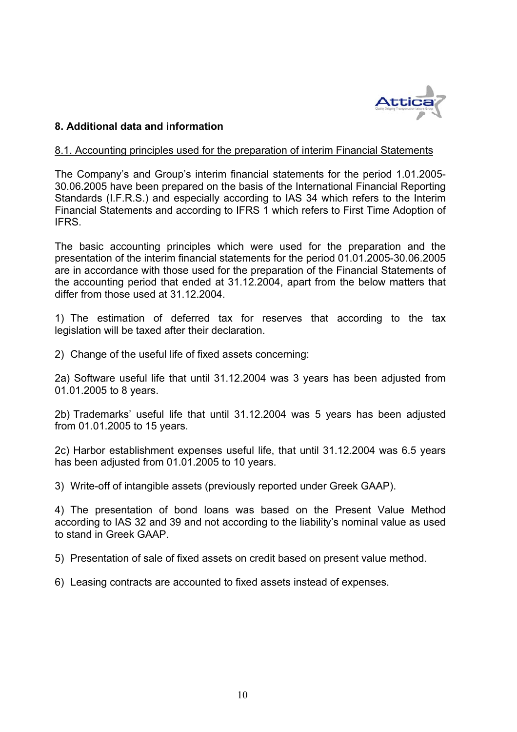## 8. Additional data and information

### 8.1. Accounting principles used for the preparation of interim Financial Statements

The Company's and Group's interim financial statements for the period 1.01.2005-30.06.2005 have been prepared on the basis of the International Financial Reporting Standards (I.F.R.S.) and especially according to IAS 34 which refers to the Interim Financial Statements and according to IFRS 1 which refers to First Time Adoption of IFRS.

The basic accounting principles which were used for the preparation and the presentation of the interim financial statements for the period 01.01.2005-30.06.2005 are in accordance with those used for the preparation of the Financial Statements of the accounting period that ended at 31.12.2004, apart from the below matters that differ from those used at 31.12.2004.

1) The estimation of deferred tax for reserves that according to the tax legislation will be taxed after their declaration.

2) Change of the useful life of fixed assets concerning:

2a) Software useful life that until 31.12.2004 was 3 years has been adjusted from 01.01.2005 to 8 years.

2b) Trademarks' useful life that until 31.12.2004 was 5 years has been adjusted from 01.01.2005 to 15 years.

2c) Harbor establishment expenses useful life, that until 31.12.2004 was 6.5 years has been adjusted from 01.01.2005 to 10 years.

3) Write-off of intangible assets (previously reported under Greek GAAP).

4) The presentation of bond loans was based on the Present Value Method according to IAS 32 and 39 and not according to the liability's nominal value as used to stand in Greek GAAP.

5) Presentation of sale of fixed assets on credit based on present value method.

6) Leasing contracts are accounted to fixed assets instead of expenses.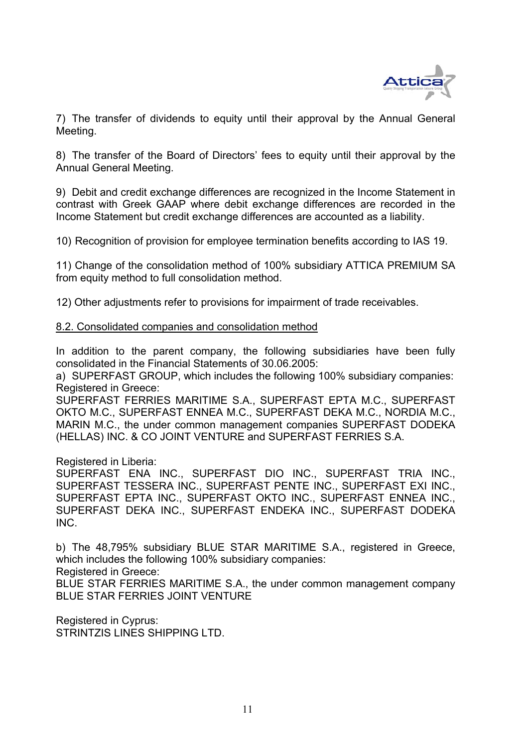7) The transfer of dividends to equity until their approval by the Annual General Meeting.

8) The transfer of the Board of Directors' fees to equity until their approval by the Annual General Meeting.

9) Debit and credit exchange differences are recognized in the Income Statement in contrast with Greek GAAP where debit exchange differences are recorded in the Income Statement but credit exchange differences are accounted as a liability.

10) Recognition of provision for employee termination benefits according to IAS 19.

11) Change of the consolidation method of 100% subsidiary ATTICA PREMIUM SA from equity method to full consolidation method.

12) Other adjustments refer to provisions for impairment of trade receivables.

## 8.2. Consolidated companies and consolidation method

In addition to the parent company, the following subsidiaries have been fully consolidated in the Financial Statements of 30.06.2005:

a) SUPERFAST GROUP, which includes the following 100% subsidiary companies:
Registered in Greece:
SUPERFAST FERRIES MARITIME S.A., SUPERFAST EPTA M.C., SUPERFAST OKTO M.C., SUPERFAST ENNEA M.C., SUPERFAST DEKA M.C., NORDIA M.C., MARIN M.C., the under common management companies SUPERFAST DODEKA (HELLAS) INC. & CO JOINT VENTURE and SUPERFAST FERRIES S.A.

Registered in Liberia:
SUPERFAST ENA INC., SUPERFAST DIO INC., SUPERFAST TRIA INC., SUPERFAST TESSERA INC., SUPERFAST PENTE INC., SUPERFAST EXI INC., SUPERFAST EPTA INC., SUPERFAST OKTO INC., SUPERFAST ENNEA INC., SUPERFAST DEKA INC., SUPERFAST ENDEKA INC., SUPERFAST DODEKA INC.

b) The 48,795% subsidiary BLUE STAR MARITIME S.A., registered in Greece, which includes the following 100% subsidiary companies:
Registered in Greece:
BLUE STAR FERRIES MARITIME S.A., the under common management company BLUE STAR FERRIES JOINT VENTURE

Registered in Cyprus:
STRINTZIS LINES SHIPPING LTD.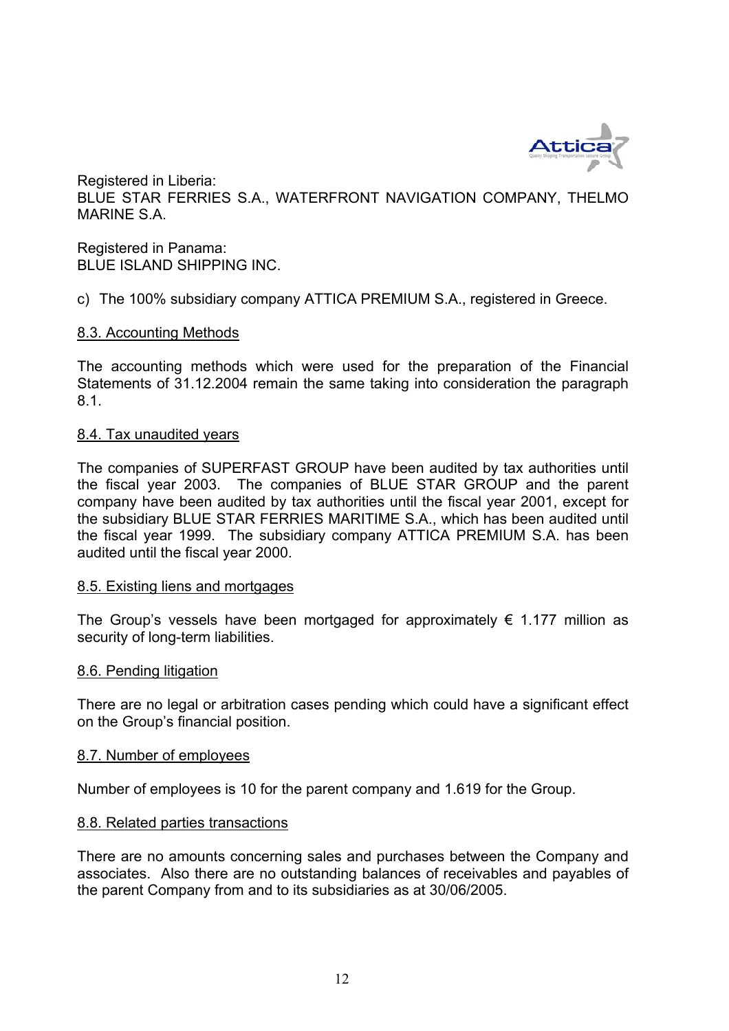Registered in Liberia:
BLUE STAR FERRIES S.A., WATERFRONT NAVIGATION COMPANY, THELMO MARINE S.A.

Registered in Panama:
BLUE ISLAND SHIPPING INC.

c) The 100% subsidiary company ATTICA PREMIUM S.A., registered in Greece.

## 8.3. Accounting Methods

The accounting methods which were used for the preparation of the Financial Statements of 31.12.2004 remain the same taking into consideration the paragraph 8.1.

## 8.4. Tax unaudited years

The companies of SUPERFAST GROUP have been audited by tax authorities until the fiscal year 2003. The companies of BLUE STAR GROUP and the parent company have been audited by tax authorities until the fiscal year 2001, except for the subsidiary BLUE STAR FERRIES MARITIME S.A., which has been audited until the fiscal year 1999. The subsidiary company ATTICA PREMIUM S.A. has been audited until the fiscal year 2000.

## 8.5. Existing liens and mortgages

The Group's vessels have been mortgaged for approximately € 1.177 million as security of long-term liabilities.

## 8.6. Pending litigation

There are no legal or arbitration cases pending which could have a significant effect on the Group's financial position.

## 8.7. Number of employees

Number of employees is 10 for the parent company and 1.619 for the Group.

## 8.8. Related parties transactions

There are no amounts concerning sales and purchases between the Company and associates. Also there are no outstanding balances of receivables and payables of the parent Company from and to its subsidiaries as at 30/06/2005.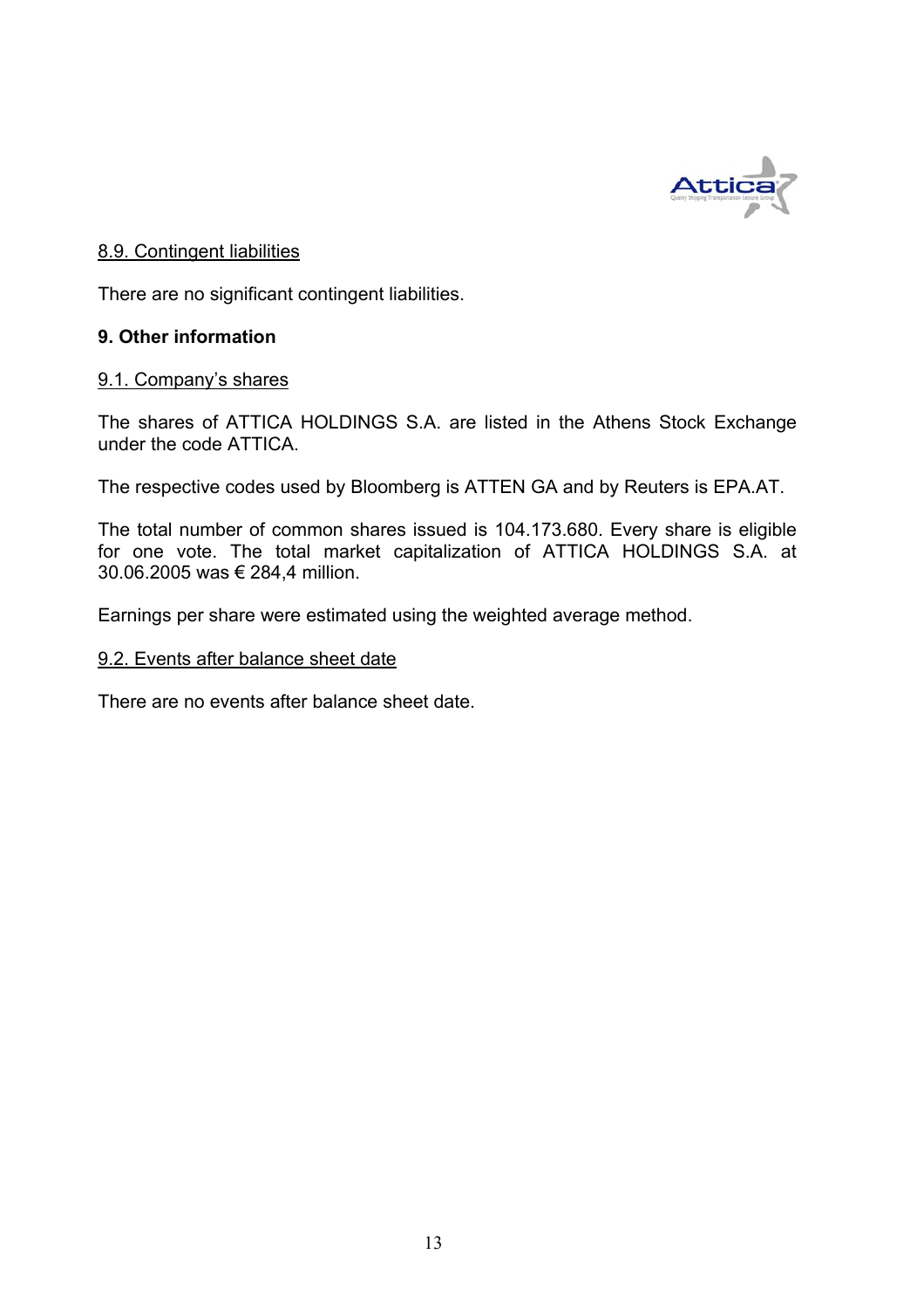8.9. Contingent liabilities

There are no significant contingent liabilities.

## 9. Other information

9.1. Company's shares

The shares of ATTICA HOLDINGS S.A. are listed in the Athens Stock Exchange under the code ATTICA.

The respective codes used by Bloomberg is ATTEN GA and by Reuters is EPA.AT.

The total number of common shares issued is 104.173.680. Every share is eligible for one vote. The total market capitalization of ATTICA HOLDINGS S.A. at 30.06.2005 was € 284,4 million.

Earnings per share were estimated using the weighted average method.

9.2. Events after balance sheet date

There are no events after balance sheet date.